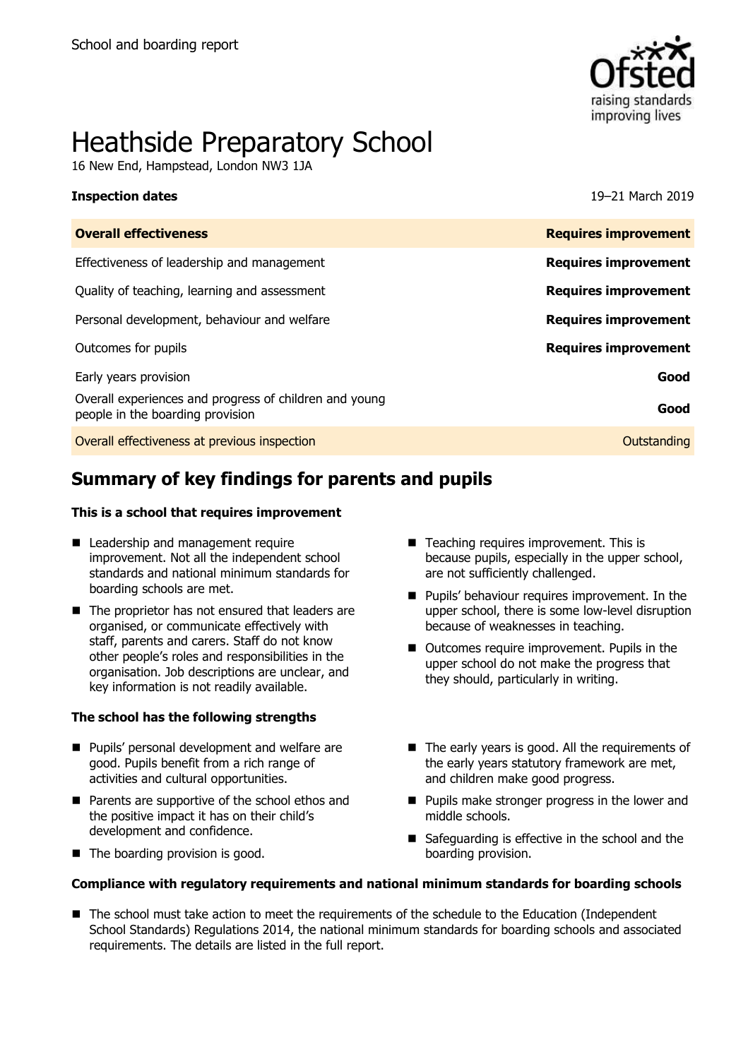School and boarding report

# Heathside Preparatory School

16 New End, Hampstead, London NW3 1JA

**Inspection dates** 19–21 March 2019

| **Overall effectiveness** | **Requires improvement** |
|---|---|
| Effectiveness of leadership and management | **Requires improvement** |
| Quality of teaching, learning and assessment | **Requires improvement** |
| Personal development, behaviour and welfare | **Requires improvement** |
| Outcomes for pupils | **Requires improvement** |
| Early years provision | **Good** |
| Overall experiences and progress of children and young people in the boarding provision | **Good** |
| Overall effectiveness at previous inspection | Outstanding |

## Summary of key findings for parents and pupils

**This is a school that requires improvement**

- Leadership and management require improvement. Not all the independent school standards and national minimum standards for boarding schools are met.
- The proprietor has not ensured that leaders are organised, or communicate effectively with staff, parents and carers. Staff do not know other people's roles and responsibilities in the organisation. Job descriptions are unclear, and key information is not readily available.
- Teaching requires improvement. This is because pupils, especially in the upper school, are not sufficiently challenged.
- Pupils' behaviour requires improvement. In the upper school, there is some low-level disruption because of weaknesses in teaching.
- Outcomes require improvement. Pupils in the upper school do not make the progress that they should, particularly in writing.

**The school has the following strengths**

- Pupils' personal development and welfare are good. Pupils benefit from a rich range of activities and cultural opportunities.
- Parents are supportive of the school ethos and the positive impact it has on their child's development and confidence.
- The boarding provision is good.
- The early years is good. All the requirements of the early years statutory framework are met, and children make good progress.
- Pupils make stronger progress in the lower and middle schools.
- Safeguarding is effective in the school and the boarding provision.

**Compliance with regulatory requirements and national minimum standards for boarding schools**

- The school must take action to meet the requirements of the schedule to the Education (Independent School Standards) Regulations 2014, the national minimum standards for boarding schools and associated requirements. The details are listed in the full report.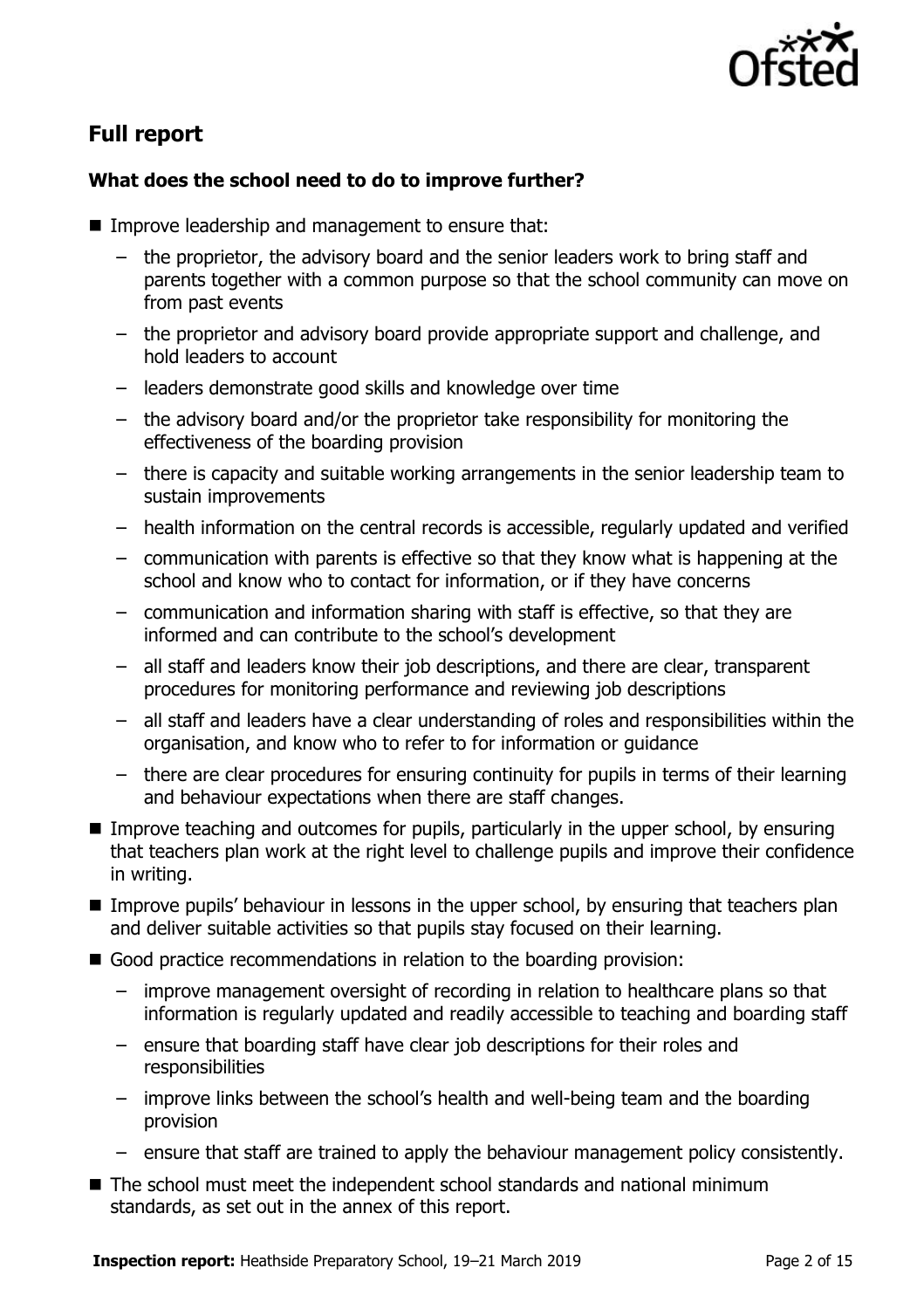## Full report

### What does the school need to do to improve further?

- Improve leadership and management to ensure that:
  - the proprietor, the advisory board and the senior leaders work to bring staff and parents together with a common purpose so that the school community can move on from past events
  - the proprietor and advisory board provide appropriate support and challenge, and hold leaders to account
  - leaders demonstrate good skills and knowledge over time
  - the advisory board and/or the proprietor take responsibility for monitoring the effectiveness of the boarding provision
  - there is capacity and suitable working arrangements in the senior leadership team to sustain improvements
  - health information on the central records is accessible, regularly updated and verified
  - communication with parents is effective so that they know what is happening at the school and know who to contact for information, or if they have concerns
  - communication and information sharing with staff is effective, so that they are informed and can contribute to the school's development
  - all staff and leaders know their job descriptions, and there are clear, transparent procedures for monitoring performance and reviewing job descriptions
  - all staff and leaders have a clear understanding of roles and responsibilities within the organisation, and know who to refer to for information or guidance
  - there are clear procedures for ensuring continuity for pupils in terms of their learning and behaviour expectations when there are staff changes.
- Improve teaching and outcomes for pupils, particularly in the upper school, by ensuring that teachers plan work at the right level to challenge pupils and improve their confidence in writing.
- Improve pupils' behaviour in lessons in the upper school, by ensuring that teachers plan and deliver suitable activities so that pupils stay focused on their learning.
- Good practice recommendations in relation to the boarding provision:
  - improve management oversight of recording in relation to healthcare plans so that information is regularly updated and readily accessible to teaching and boarding staff
  - ensure that boarding staff have clear job descriptions for their roles and responsibilities
  - improve links between the school's health and well-being team and the boarding provision
  - ensure that staff are trained to apply the behaviour management policy consistently.
- The school must meet the independent school standards and national minimum standards, as set out in the annex of this report.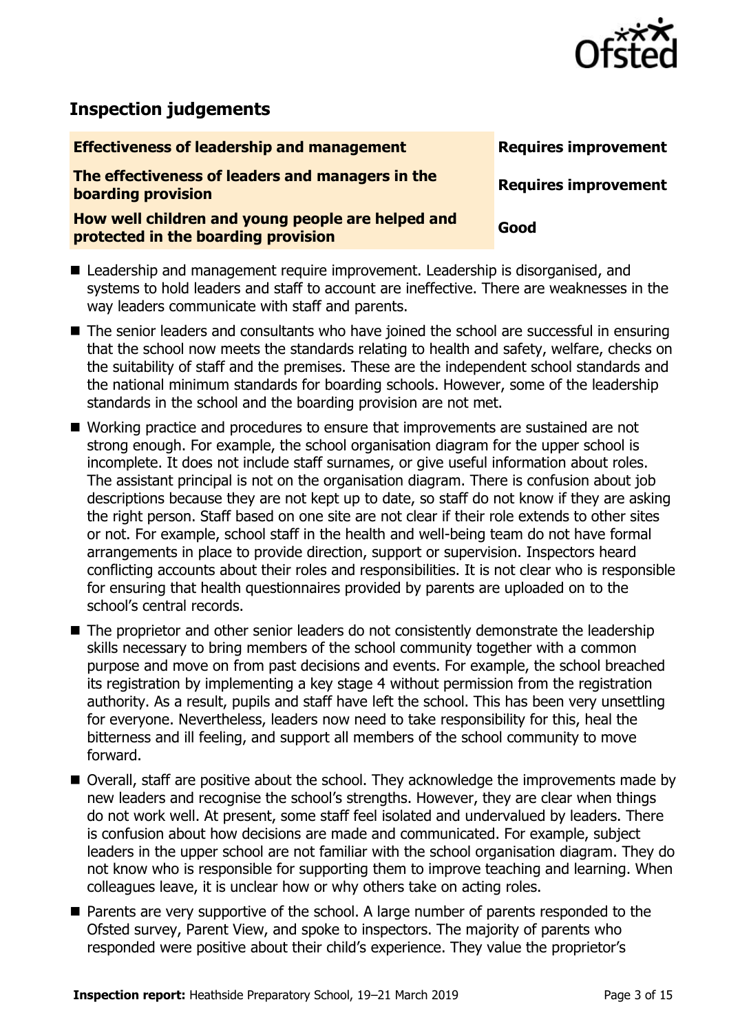## Inspection judgements

| Effectiveness of leadership and management | Requires improvement |
| --- | --- |
| The effectiveness of leaders and managers in the boarding provision | Requires improvement |
| How well children and young people are helped and protected in the boarding provision | Good |

- Leadership and management require improvement. Leadership is disorganised, and systems to hold leaders and staff to account are ineffective. There are weaknesses in the way leaders communicate with staff and parents.
- The senior leaders and consultants who have joined the school are successful in ensuring that the school now meets the standards relating to health and safety, welfare, checks on the suitability of staff and the premises. These are the independent school standards and the national minimum standards for boarding schools. However, some of the leadership standards in the school and the boarding provision are not met.
- Working practice and procedures to ensure that improvements are sustained are not strong enough. For example, the school organisation diagram for the upper school is incomplete. It does not include staff surnames, or give useful information about roles. The assistant principal is not on the organisation diagram. There is confusion about job descriptions because they are not kept up to date, so staff do not know if they are asking the right person. Staff based on one site are not clear if their role extends to other sites or not. For example, school staff in the health and well-being team do not have formal arrangements in place to provide direction, support or supervision. Inspectors heard conflicting accounts about their roles and responsibilities. It is not clear who is responsible for ensuring that health questionnaires provided by parents are uploaded on to the school's central records.
- The proprietor and other senior leaders do not consistently demonstrate the leadership skills necessary to bring members of the school community together with a common purpose and move on from past decisions and events. For example, the school breached its registration by implementing a key stage 4 without permission from the registration authority. As a result, pupils and staff have left the school. This has been very unsettling for everyone. Nevertheless, leaders now need to take responsibility for this, heal the bitterness and ill feeling, and support all members of the school community to move forward.
- Overall, staff are positive about the school. They acknowledge the improvements made by new leaders and recognise the school's strengths. However, they are clear when things do not work well. At present, some staff feel isolated and undervalued by leaders. There is confusion about how decisions are made and communicated. For example, subject leaders in the upper school are not familiar with the school organisation diagram. They do not know who is responsible for supporting them to improve teaching and learning. When colleagues leave, it is unclear how or why others take on acting roles.
- Parents are very supportive of the school. A large number of parents responded to the Ofsted survey, Parent View, and spoke to inspectors. The majority of parents who responded were positive about their child's experience. They value the proprietor's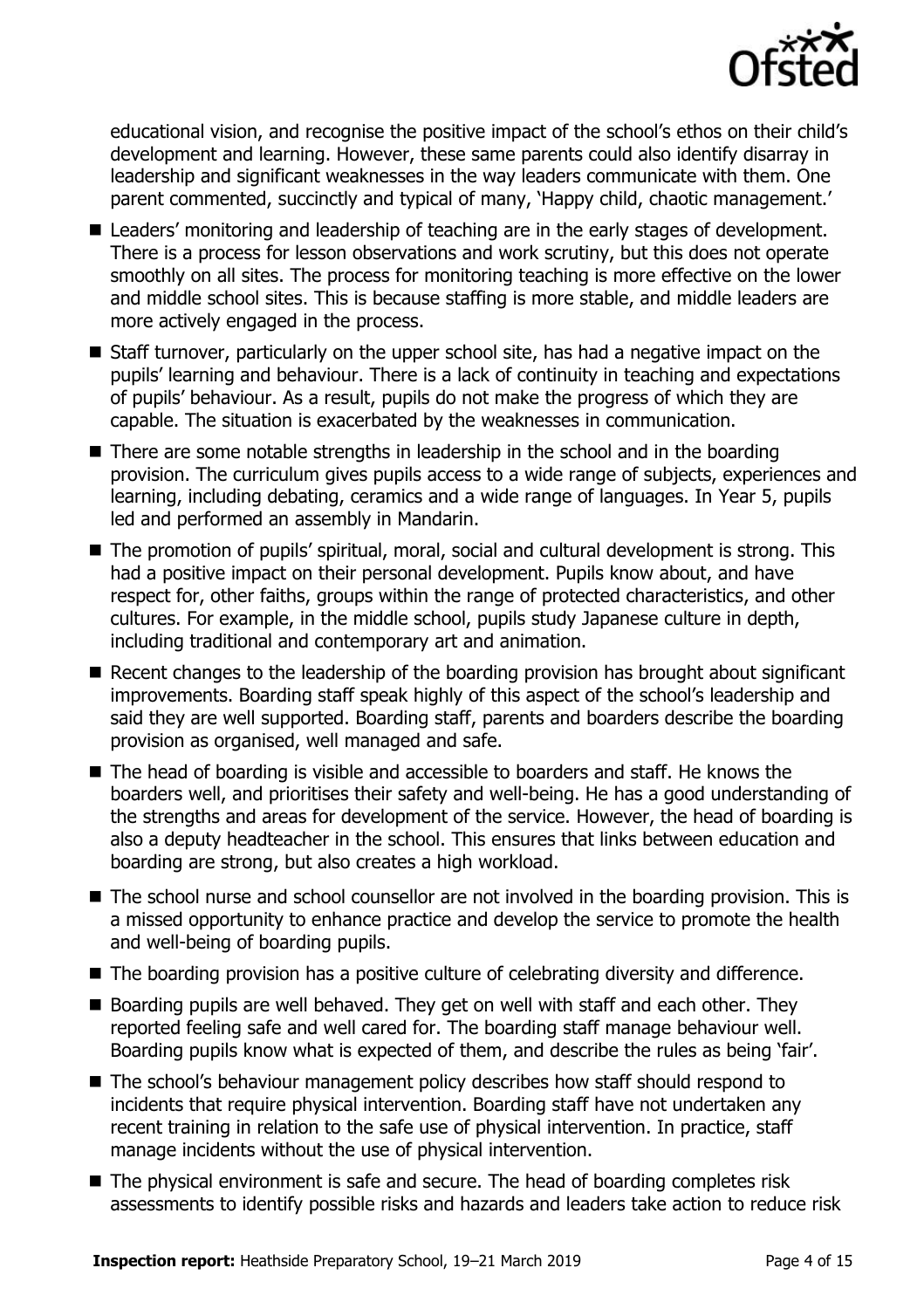educational vision, and recognise the positive impact of the school's ethos on their child's development and learning. However, these same parents could also identify disarray in leadership and significant weaknesses in the way leaders communicate with them. One parent commented, succinctly and typical of many, 'Happy child, chaotic management.'

- Leaders' monitoring and leadership of teaching are in the early stages of development. There is a process for lesson observations and work scrutiny, but this does not operate smoothly on all sites. The process for monitoring teaching is more effective on the lower and middle school sites. This is because staffing is more stable, and middle leaders are more actively engaged in the process.
- Staff turnover, particularly on the upper school site, has had a negative impact on the pupils' learning and behaviour. There is a lack of continuity in teaching and expectations of pupils' behaviour. As a result, pupils do not make the progress of which they are capable. The situation is exacerbated by the weaknesses in communication.
- There are some notable strengths in leadership in the school and in the boarding provision. The curriculum gives pupils access to a wide range of subjects, experiences and learning, including debating, ceramics and a wide range of languages. In Year 5, pupils led and performed an assembly in Mandarin.
- The promotion of pupils' spiritual, moral, social and cultural development is strong. This had a positive impact on their personal development. Pupils know about, and have respect for, other faiths, groups within the range of protected characteristics, and other cultures. For example, in the middle school, pupils study Japanese culture in depth, including traditional and contemporary art and animation.
- Recent changes to the leadership of the boarding provision has brought about significant improvements. Boarding staff speak highly of this aspect of the school's leadership and said they are well supported. Boarding staff, parents and boarders describe the boarding provision as organised, well managed and safe.
- The head of boarding is visible and accessible to boarders and staff. He knows the boarders well, and prioritises their safety and well-being. He has a good understanding of the strengths and areas for development of the service. However, the head of boarding is also a deputy headteacher in the school. This ensures that links between education and boarding are strong, but also creates a high workload.
- The school nurse and school counsellor are not involved in the boarding provision. This is a missed opportunity to enhance practice and develop the service to promote the health and well-being of boarding pupils.
- The boarding provision has a positive culture of celebrating diversity and difference.
- Boarding pupils are well behaved. They get on well with staff and each other. They reported feeling safe and well cared for. The boarding staff manage behaviour well. Boarding pupils know what is expected of them, and describe the rules as being 'fair'.
- The school's behaviour management policy describes how staff should respond to incidents that require physical intervention. Boarding staff have not undertaken any recent training in relation to the safe use of physical intervention. In practice, staff manage incidents without the use of physical intervention.
- The physical environment is safe and secure. The head of boarding completes risk assessments to identify possible risks and hazards and leaders take action to reduce risk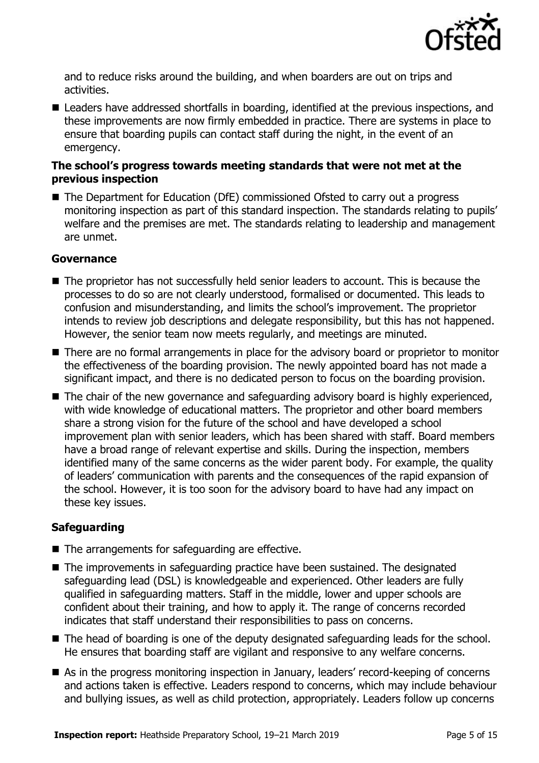and to reduce risks around the building, and when boarders are out on trips and activities.

- Leaders have addressed shortfalls in boarding, identified at the previous inspections, and these improvements are now firmly embedded in practice. There are systems in place to ensure that boarding pupils can contact staff during the night, in the event of an emergency.

### The school's progress towards meeting standards that were not met at the previous inspection

- The Department for Education (DfE) commissioned Ofsted to carry out a progress monitoring inspection as part of this standard inspection. The standards relating to pupils' welfare and the premises are met. The standards relating to leadership and management are unmet.

### Governance

- The proprietor has not successfully held senior leaders to account. This is because the processes to do so are not clearly understood, formalised or documented. This leads to confusion and misunderstanding, and limits the school's improvement. The proprietor intends to review job descriptions and delegate responsibility, but this has not happened. However, the senior team now meets regularly, and meetings are minuted.
- There are no formal arrangements in place for the advisory board or proprietor to monitor the effectiveness of the boarding provision. The newly appointed board has not made a significant impact, and there is no dedicated person to focus on the boarding provision.
- The chair of the new governance and safeguarding advisory board is highly experienced, with wide knowledge of educational matters. The proprietor and other board members share a strong vision for the future of the school and have developed a school improvement plan with senior leaders, which has been shared with staff. Board members have a broad range of relevant expertise and skills. During the inspection, members identified many of the same concerns as the wider parent body. For example, the quality of leaders' communication with parents and the consequences of the rapid expansion of the school. However, it is too soon for the advisory board to have had any impact on these key issues.

### Safeguarding

- The arrangements for safeguarding are effective.
- The improvements in safeguarding practice have been sustained. The designated safeguarding lead (DSL) is knowledgeable and experienced. Other leaders are fully qualified in safeguarding matters. Staff in the middle, lower and upper schools are confident about their training, and how to apply it. The range of concerns recorded indicates that staff understand their responsibilities to pass on concerns.
- The head of boarding is one of the deputy designated safeguarding leads for the school. He ensures that boarding staff are vigilant and responsive to any welfare concerns.
- As in the progress monitoring inspection in January, leaders' record-keeping of concerns and actions taken is effective. Leaders respond to concerns, which may include behaviour and bullying issues, as well as child protection, appropriately. Leaders follow up concerns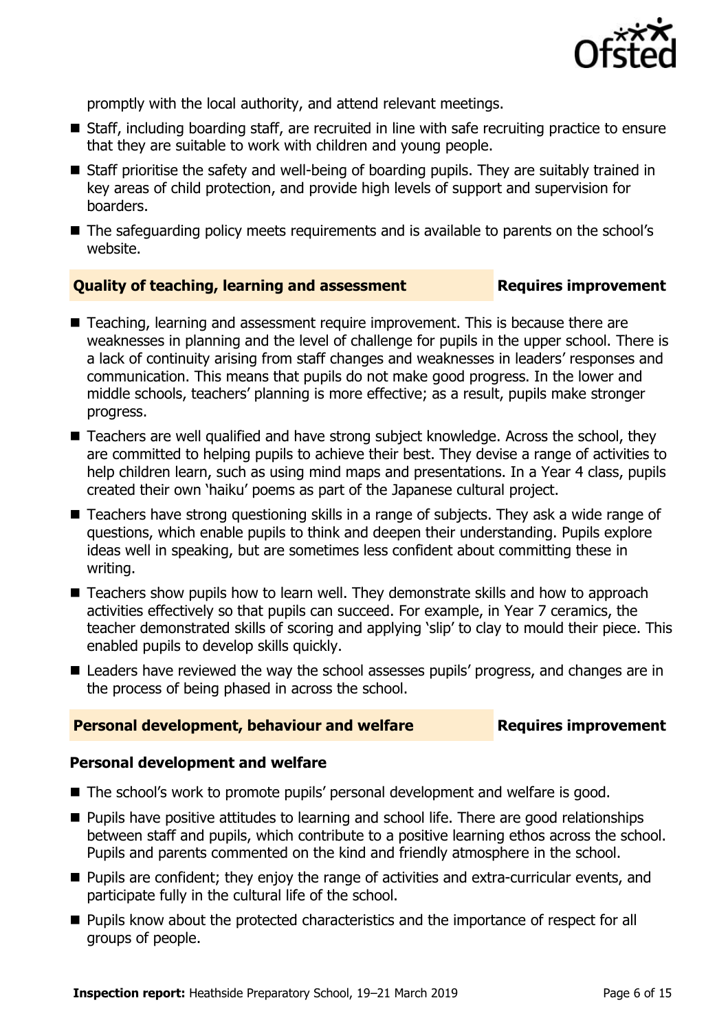promptly with the local authority, and attend relevant meetings.

- Staff, including boarding staff, are recruited in line with safe recruiting practice to ensure that they are suitable to work with children and young people.
- Staff prioritise the safety and well-being of boarding pupils. They are suitably trained in key areas of child protection, and provide high levels of support and supervision for boarders.
- The safeguarding policy meets requirements and is available to parents on the school's website.

## Quality of teaching, learning and assessment — Requires improvement

- Teaching, learning and assessment require improvement. This is because there are weaknesses in planning and the level of challenge for pupils in the upper school. There is a lack of continuity arising from staff changes and weaknesses in leaders' responses and communication. This means that pupils do not make good progress. In the lower and middle schools, teachers' planning is more effective; as a result, pupils make stronger progress.
- Teachers are well qualified and have strong subject knowledge. Across the school, they are committed to helping pupils to achieve their best. They devise a range of activities to help children learn, such as using mind maps and presentations. In a Year 4 class, pupils created their own 'haiku' poems as part of the Japanese cultural project.
- Teachers have strong questioning skills in a range of subjects. They ask a wide range of questions, which enable pupils to think and deepen their understanding. Pupils explore ideas well in speaking, but are sometimes less confident about committing these in writing.
- Teachers show pupils how to learn well. They demonstrate skills and how to approach activities effectively so that pupils can succeed. For example, in Year 7 ceramics, the teacher demonstrated skills of scoring and applying 'slip' to clay to mould their piece. This enabled pupils to develop skills quickly.
- Leaders have reviewed the way the school assesses pupils' progress, and changes are in the process of being phased in across the school.

## Personal development, behaviour and welfare — Requires improvement

### Personal development and welfare

- The school's work to promote pupils' personal development and welfare is good.
- Pupils have positive attitudes to learning and school life. There are good relationships between staff and pupils, which contribute to a positive learning ethos across the school. Pupils and parents commented on the kind and friendly atmosphere in the school.
- Pupils are confident; they enjoy the range of activities and extra-curricular events, and participate fully in the cultural life of the school.
- Pupils know about the protected characteristics and the importance of respect for all groups of people.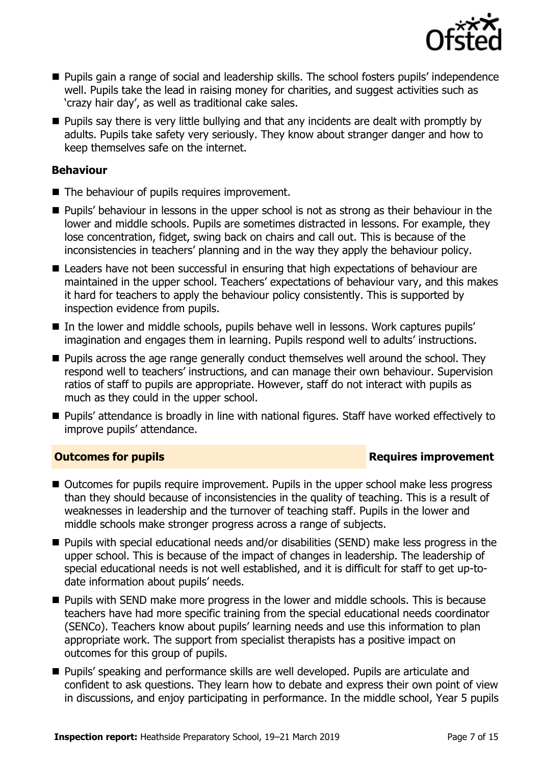- Pupils gain a range of social and leadership skills. The school fosters pupils' independence well. Pupils take the lead in raising money for charities, and suggest activities such as 'crazy hair day', as well as traditional cake sales.
- Pupils say there is very little bullying and that any incidents are dealt with promptly by adults. Pupils take safety very seriously. They know about stranger danger and how to keep themselves safe on the internet.

### Behaviour

- The behaviour of pupils requires improvement.
- Pupils' behaviour in lessons in the upper school is not as strong as their behaviour in the lower and middle schools. Pupils are sometimes distracted in lessons. For example, they lose concentration, fidget, swing back on chairs and call out. This is because of the inconsistencies in teachers' planning and in the way they apply the behaviour policy.
- Leaders have not been successful in ensuring that high expectations of behaviour are maintained in the upper school. Teachers' expectations of behaviour vary, and this makes it hard for teachers to apply the behaviour policy consistently. This is supported by inspection evidence from pupils.
- In the lower and middle schools, pupils behave well in lessons. Work captures pupils' imagination and engages them in learning. Pupils respond well to adults' instructions.
- Pupils across the age range generally conduct themselves well around the school. They respond well to teachers' instructions, and can manage their own behaviour. Supervision ratios of staff to pupils are appropriate. However, staff do not interact with pupils as much as they could in the upper school.
- Pupils' attendance is broadly in line with national figures. Staff have worked effectively to improve pupils' attendance.

## Outcomes for pupils — Requires improvement

- Outcomes for pupils require improvement. Pupils in the upper school make less progress than they should because of inconsistencies in the quality of teaching. This is a result of weaknesses in leadership and the turnover of teaching staff. Pupils in the lower and middle schools make stronger progress across a range of subjects.
- Pupils with special educational needs and/or disabilities (SEND) make less progress in the upper school. This is because of the impact of changes in leadership. The leadership of special educational needs is not well established, and it is difficult for staff to get up-to-date information about pupils' needs.
- Pupils with SEND make more progress in the lower and middle schools. This is because teachers have had more specific training from the special educational needs coordinator (SENCo). Teachers know about pupils' learning needs and use this information to plan appropriate work. The support from specialist therapists has a positive impact on outcomes for this group of pupils.
- Pupils' speaking and performance skills are well developed. Pupils are articulate and confident to ask questions. They learn how to debate and express their own point of view in discussions, and enjoy participating in performance. In the middle school, Year 5 pupils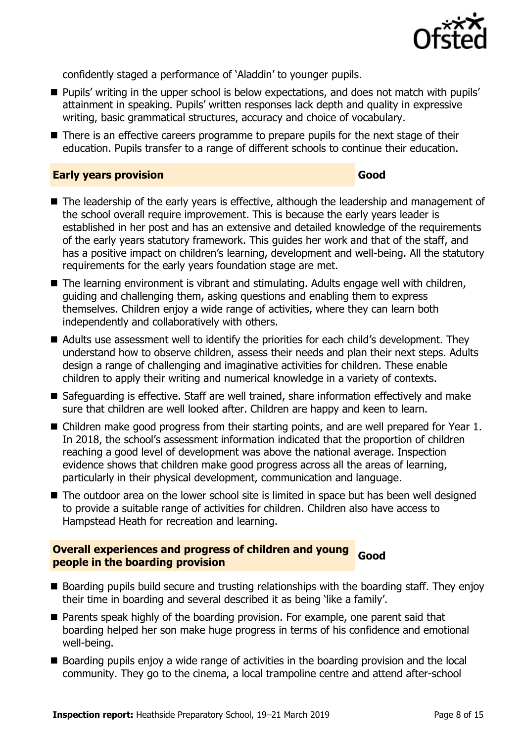confidently staged a performance of 'Aladdin' to younger pupils.

- Pupils' writing in the upper school is below expectations, and does not match with pupils' attainment in speaking. Pupils' written responses lack depth and quality in expressive writing, basic grammatical structures, accuracy and choice of vocabulary.
- There is an effective careers programme to prepare pupils for the next stage of their education. Pupils transfer to a range of different schools to continue their education.

## Early years provision — Good

- The leadership of the early years is effective, although the leadership and management of the school overall require improvement. This is because the early years leader is established in her post and has an extensive and detailed knowledge of the requirements of the early years statutory framework. This guides her work and that of the staff, and has a positive impact on children's learning, development and well-being. All the statutory requirements for the early years foundation stage are met.
- The learning environment is vibrant and stimulating. Adults engage well with children, guiding and challenging them, asking questions and enabling them to express themselves. Children enjoy a wide range of activities, where they can learn both independently and collaboratively with others.
- Adults use assessment well to identify the priorities for each child's development. They understand how to observe children, assess their needs and plan their next steps. Adults design a range of challenging and imaginative activities for children. These enable children to apply their writing and numerical knowledge in a variety of contexts.
- Safeguarding is effective. Staff are well trained, share information effectively and make sure that children are well looked after. Children are happy and keen to learn.
- Children make good progress from their starting points, and are well prepared for Year 1. In 2018, the school's assessment information indicated that the proportion of children reaching a good level of development was above the national average. Inspection evidence shows that children make good progress across all the areas of learning, particularly in their physical development, communication and language.
- The outdoor area on the lower school site is limited in space but has been well designed to provide a suitable range of activities for children. Children also have access to Hampstead Heath for recreation and learning.

## Overall experiences and progress of children and young people in the boarding provision — Good

- Boarding pupils build secure and trusting relationships with the boarding staff. They enjoy their time in boarding and several described it as being 'like a family'.
- Parents speak highly of the boarding provision. For example, one parent said that boarding helped her son make huge progress in terms of his confidence and emotional well-being.
- Boarding pupils enjoy a wide range of activities in the boarding provision and the local community. They go to the cinema, a local trampoline centre and attend after-school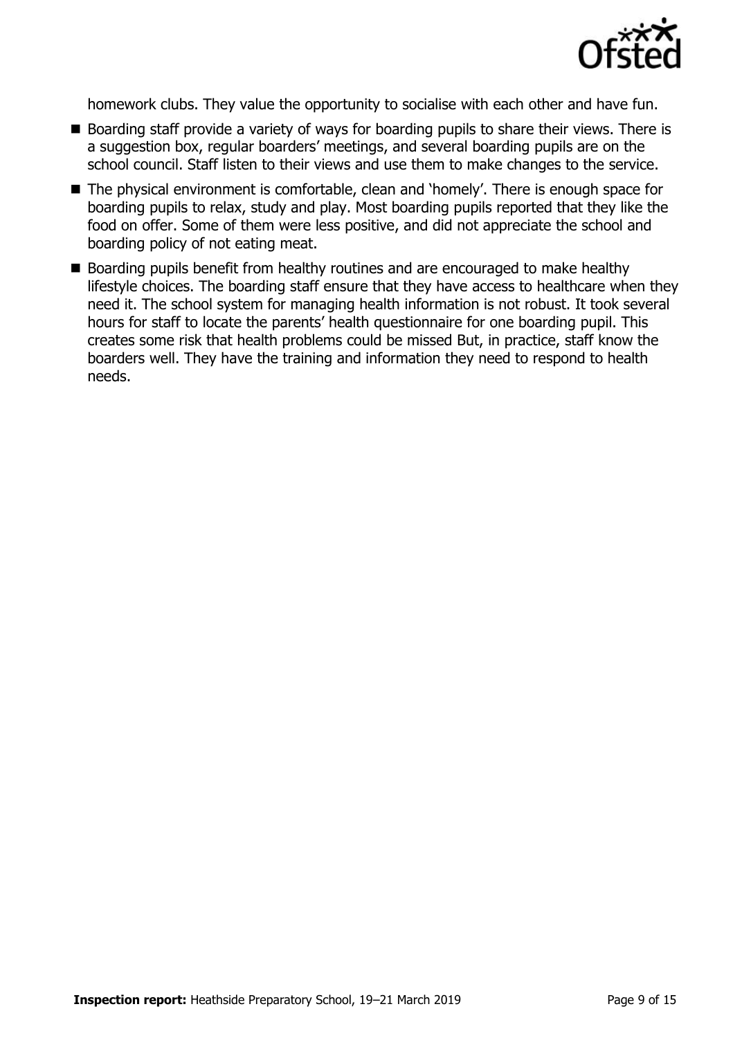homework clubs. They value the opportunity to socialise with each other and have fun.

- Boarding staff provide a variety of ways for boarding pupils to share their views. There is a suggestion box, regular boarders' meetings, and several boarding pupils are on the school council. Staff listen to their views and use them to make changes to the service.
- The physical environment is comfortable, clean and 'homely'. There is enough space for boarding pupils to relax, study and play. Most boarding pupils reported that they like the food on offer. Some of them were less positive, and did not appreciate the school and boarding policy of not eating meat.
- Boarding pupils benefit from healthy routines and are encouraged to make healthy lifestyle choices. The boarding staff ensure that they have access to healthcare when they need it. The school system for managing health information is not robust. It took several hours for staff to locate the parents' health questionnaire for one boarding pupil. This creates some risk that health problems could be missed But, in practice, staff know the boarders well. They have the training and information they need to respond to health needs.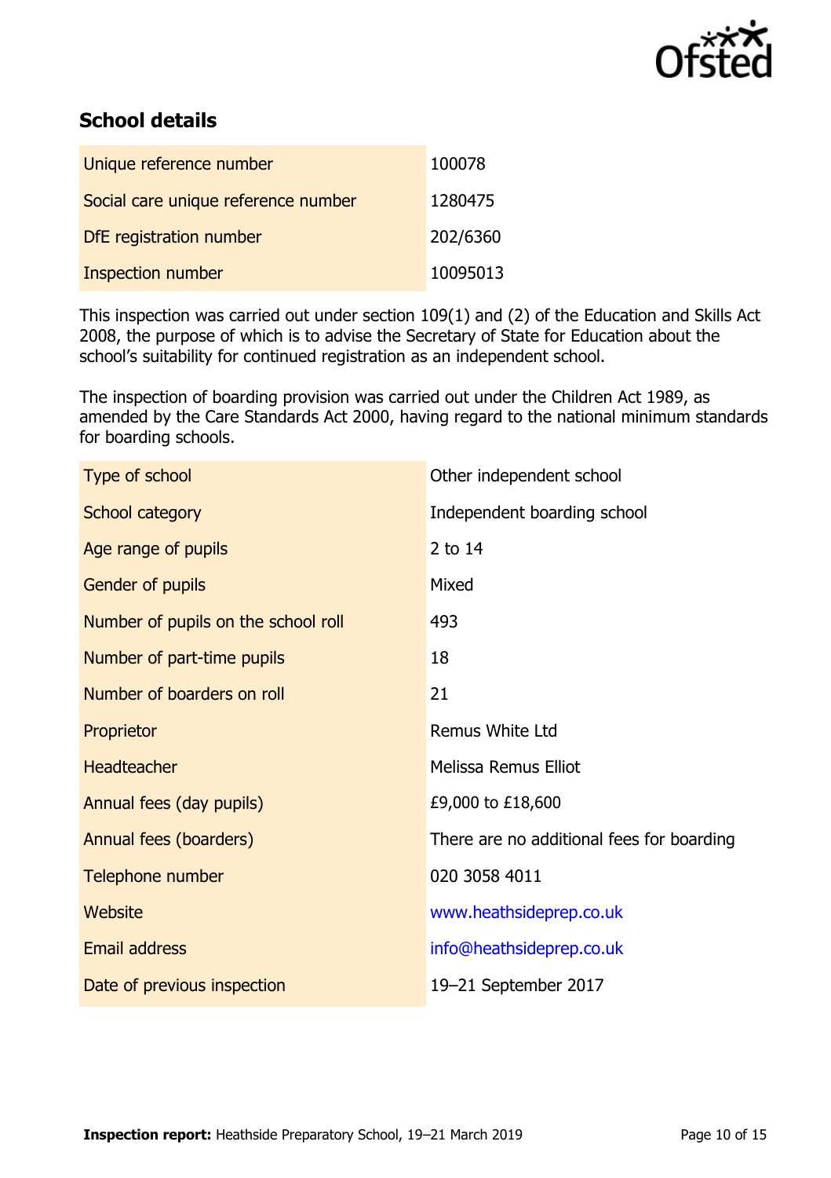## School details

| | |
|---|---|
| Unique reference number | 100078 |
| Social care unique reference number | 1280475 |
| DfE registration number | 202/6360 |
| Inspection number | 10095013 |

This inspection was carried out under section 109(1) and (2) of the Education and Skills Act 2008, the purpose of which is to advise the Secretary of State for Education about the school's suitability for continued registration as an independent school.

The inspection of boarding provision was carried out under the Children Act 1989, as amended by the Care Standards Act 2000, having regard to the national minimum standards for boarding schools.

| | |
|---|---|
| Type of school | Other independent school |
| School category | Independent boarding school |
| Age range of pupils | 2 to 14 |
| Gender of pupils | Mixed |
| Number of pupils on the school roll | 493 |
| Number of part-time pupils | 18 |
| Number of boarders on roll | 21 |
| Proprietor | Remus White Ltd |
| Headteacher | Melissa Remus Elliot |
| Annual fees (day pupils) | £9,000 to £18,600 |
| Annual fees (boarders) | There are no additional fees for boarding |
| Telephone number | 020 3058 4011 |
| Website | www.heathsideprep.co.uk |
| Email address | info@heathsideprep.co.uk |
| Date of previous inspection | 19–21 September 2017 |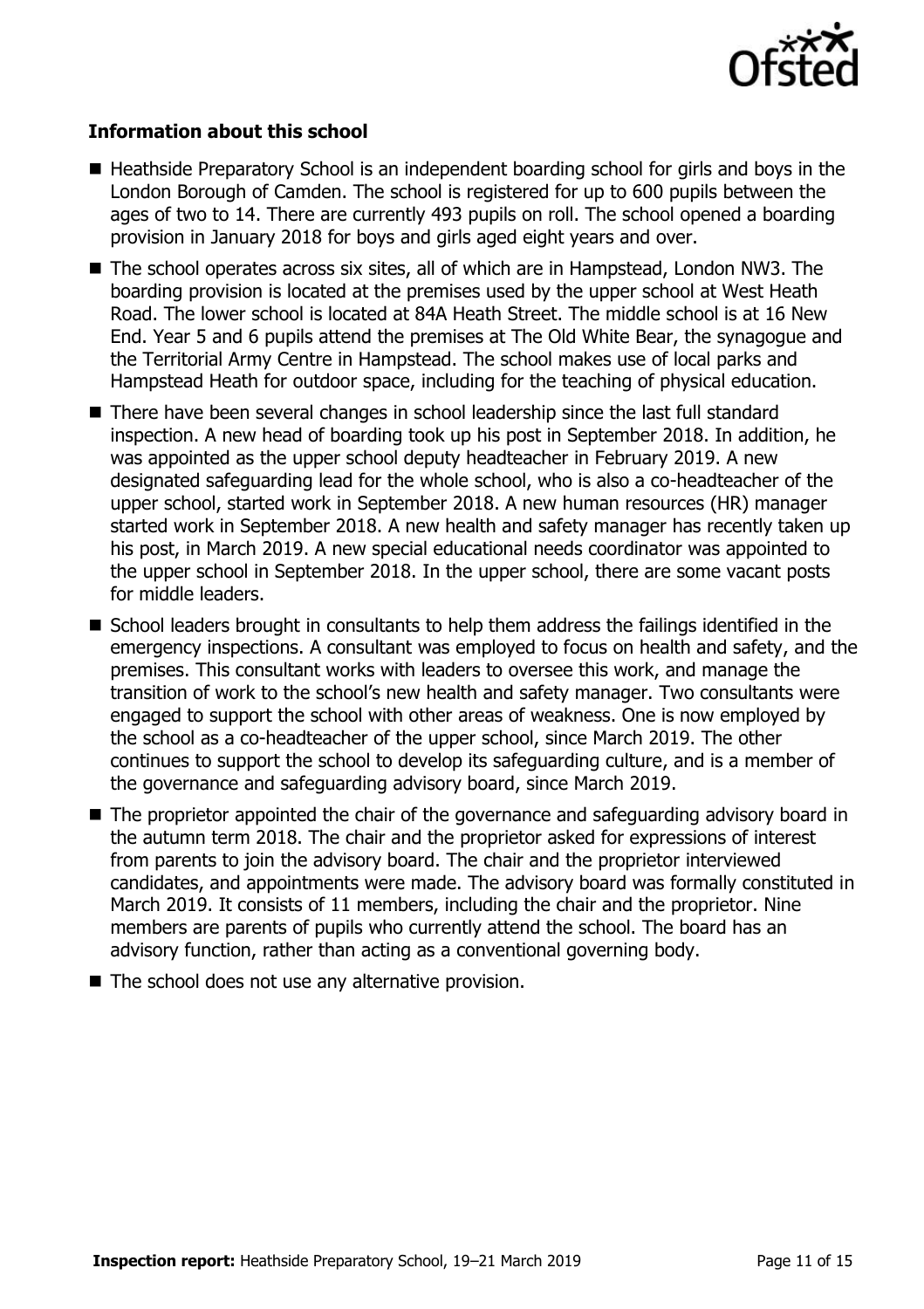### Information about this school

- Heathside Preparatory School is an independent boarding school for girls and boys in the London Borough of Camden. The school is registered for up to 600 pupils between the ages of two to 14. There are currently 493 pupils on roll. The school opened a boarding provision in January 2018 for boys and girls aged eight years and over.
- The school operates across six sites, all of which are in Hampstead, London NW3. The boarding provision is located at the premises used by the upper school at West Heath Road. The lower school is located at 84A Heath Street. The middle school is at 16 New End. Year 5 and 6 pupils attend the premises at The Old White Bear, the synagogue and the Territorial Army Centre in Hampstead. The school makes use of local parks and Hampstead Heath for outdoor space, including for the teaching of physical education.
- There have been several changes in school leadership since the last full standard inspection. A new head of boarding took up his post in September 2018. In addition, he was appointed as the upper school deputy headteacher in February 2019. A new designated safeguarding lead for the whole school, who is also a co-headteacher of the upper school, started work in September 2018. A new human resources (HR) manager started work in September 2018. A new health and safety manager has recently taken up his post, in March 2019. A new special educational needs coordinator was appointed to the upper school in September 2018. In the upper school, there are some vacant posts for middle leaders.
- School leaders brought in consultants to help them address the failings identified in the emergency inspections. A consultant was employed to focus on health and safety, and the premises. This consultant works with leaders to oversee this work, and manage the transition of work to the school's new health and safety manager. Two consultants were engaged to support the school with other areas of weakness. One is now employed by the school as a co-headteacher of the upper school, since March 2019. The other continues to support the school to develop its safeguarding culture, and is a member of the governance and safeguarding advisory board, since March 2019.
- The proprietor appointed the chair of the governance and safeguarding advisory board in the autumn term 2018. The chair and the proprietor asked for expressions of interest from parents to join the advisory board. The chair and the proprietor interviewed candidates, and appointments were made. The advisory board was formally constituted in March 2019. It consists of 11 members, including the chair and the proprietor. Nine members are parents of pupils who currently attend the school. The board has an advisory function, rather than acting as a conventional governing body.
- The school does not use any alternative provision.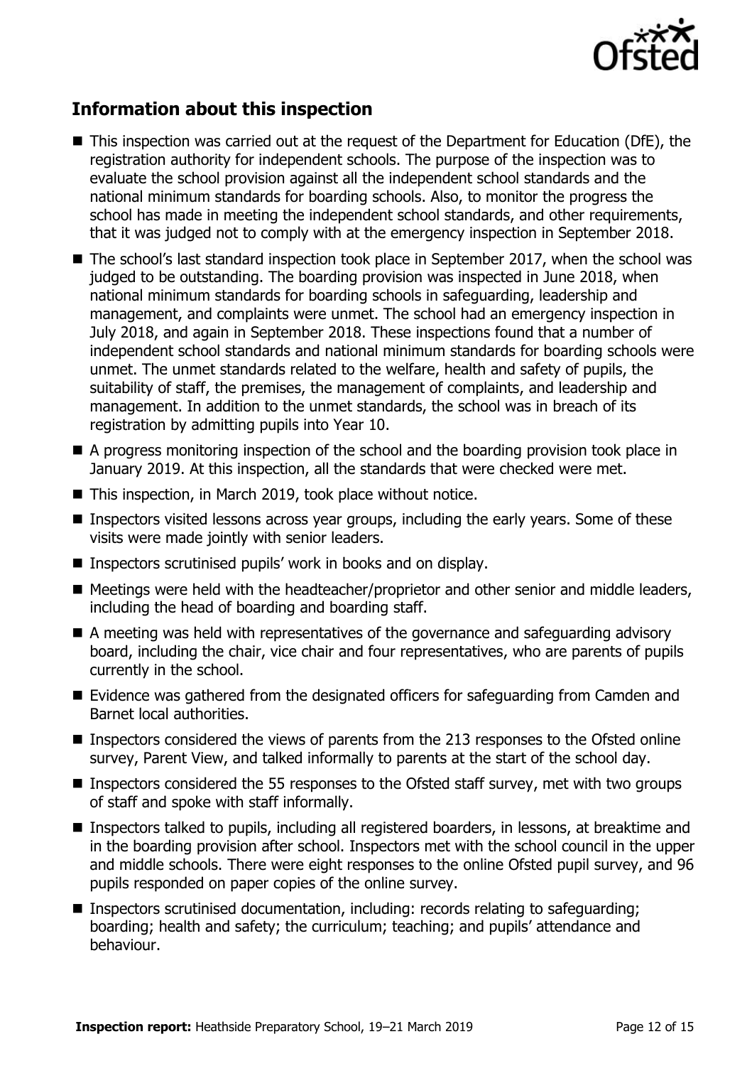## Information about this inspection

- This inspection was carried out at the request of the Department for Education (DfE), the registration authority for independent schools. The purpose of the inspection was to evaluate the school provision against all the independent school standards and the national minimum standards for boarding schools. Also, to monitor the progress the school has made in meeting the independent school standards, and other requirements, that it was judged not to comply with at the emergency inspection in September 2018.
- The school's last standard inspection took place in September 2017, when the school was judged to be outstanding. The boarding provision was inspected in June 2018, when national minimum standards for boarding schools in safeguarding, leadership and management, and complaints were unmet. The school had an emergency inspection in July 2018, and again in September 2018. These inspections found that a number of independent school standards and national minimum standards for boarding schools were unmet. The unmet standards related to the welfare, health and safety of pupils, the suitability of staff, the premises, the management of complaints, and leadership and management. In addition to the unmet standards, the school was in breach of its registration by admitting pupils into Year 10.
- A progress monitoring inspection of the school and the boarding provision took place in January 2019. At this inspection, all the standards that were checked were met.
- This inspection, in March 2019, took place without notice.
- Inspectors visited lessons across year groups, including the early years. Some of these visits were made jointly with senior leaders.
- Inspectors scrutinised pupils' work in books and on display.
- Meetings were held with the headteacher/proprietor and other senior and middle leaders, including the head of boarding and boarding staff.
- A meeting was held with representatives of the governance and safeguarding advisory board, including the chair, vice chair and four representatives, who are parents of pupils currently in the school.
- Evidence was gathered from the designated officers for safeguarding from Camden and Barnet local authorities.
- Inspectors considered the views of parents from the 213 responses to the Ofsted online survey, Parent View, and talked informally to parents at the start of the school day.
- Inspectors considered the 55 responses to the Ofsted staff survey, met with two groups of staff and spoke with staff informally.
- Inspectors talked to pupils, including all registered boarders, in lessons, at breaktime and in the boarding provision after school. Inspectors met with the school council in the upper and middle schools. There were eight responses to the online Ofsted pupil survey, and 96 pupils responded on paper copies of the online survey.
- Inspectors scrutinised documentation, including: records relating to safeguarding; boarding; health and safety; the curriculum; teaching; and pupils' attendance and behaviour.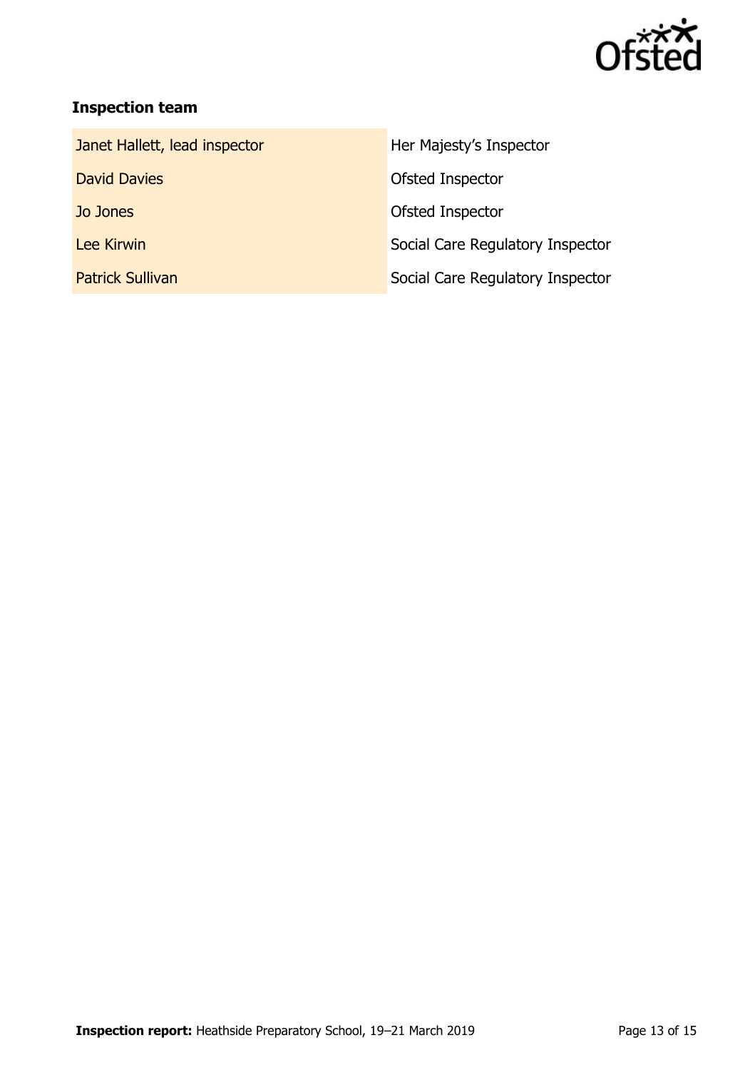### Inspection team

| | |
|---|---|
| Janet Hallett, lead inspector | Her Majesty's Inspector |
| David Davies | Ofsted Inspector |
| Jo Jones | Ofsted Inspector |
| Lee Kirwin | Social Care Regulatory Inspector |
| Patrick Sullivan | Social Care Regulatory Inspector |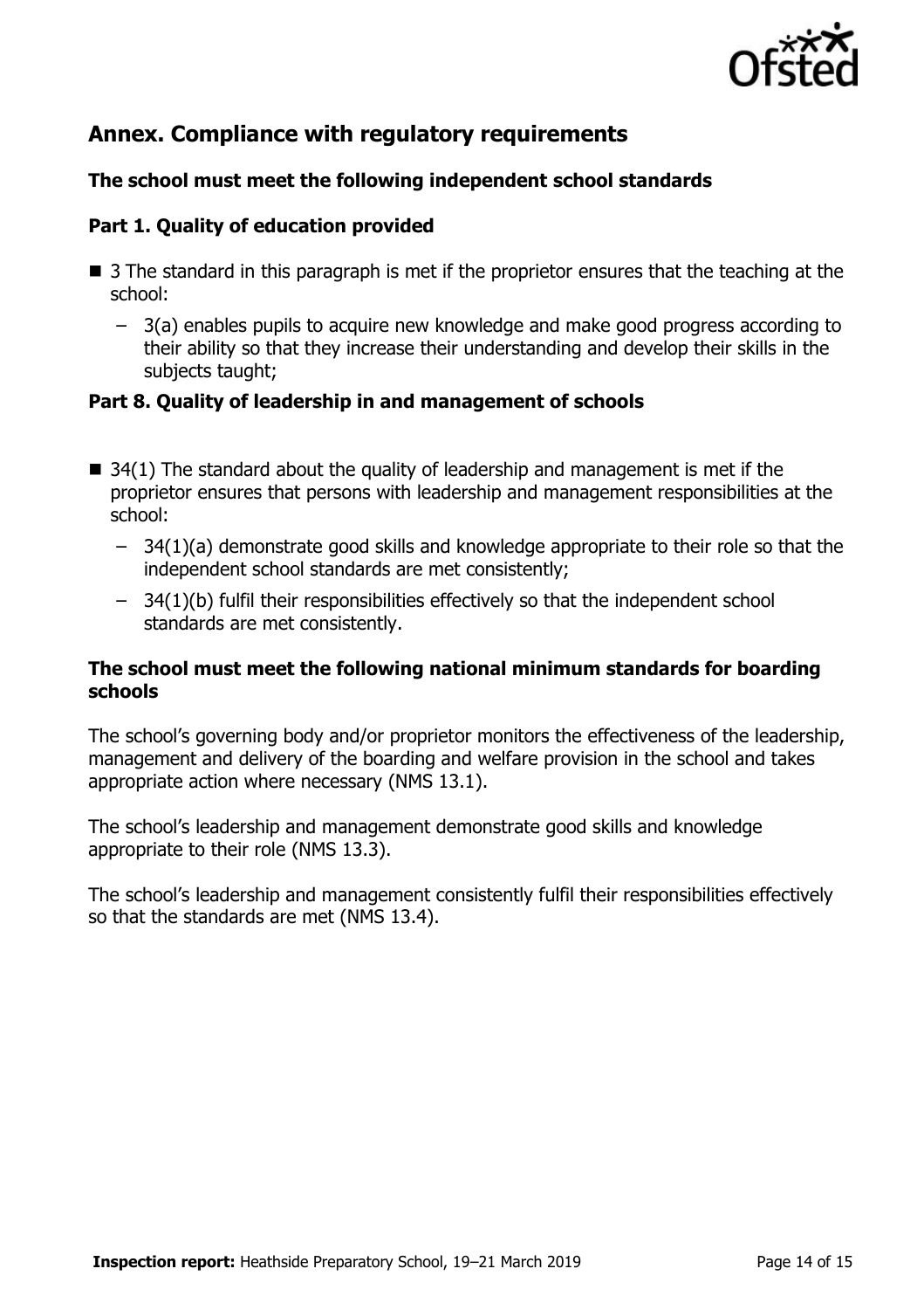## Annex. Compliance with regulatory requirements

### The school must meet the following independent school standards

### Part 1. Quality of education provided

- 3 The standard in this paragraph is met if the proprietor ensures that the teaching at the school:
  - 3(a) enables pupils to acquire new knowledge and make good progress according to their ability so that they increase their understanding and develop their skills in the subjects taught;

### Part 8. Quality of leadership in and management of schools

- 34(1) The standard about the quality of leadership and management is met if the proprietor ensures that persons with leadership and management responsibilities at the school:
  - 34(1)(a) demonstrate good skills and knowledge appropriate to their role so that the independent school standards are met consistently;
  - 34(1)(b) fulfil their responsibilities effectively so that the independent school standards are met consistently.

### The school must meet the following national minimum standards for boarding schools

The school's governing body and/or proprietor monitors the effectiveness of the leadership, management and delivery of the boarding and welfare provision in the school and takes appropriate action where necessary (NMS 13.1).

The school's leadership and management demonstrate good skills and knowledge appropriate to their role (NMS 13.3).

The school's leadership and management consistently fulfil their responsibilities effectively so that the standards are met (NMS 13.4).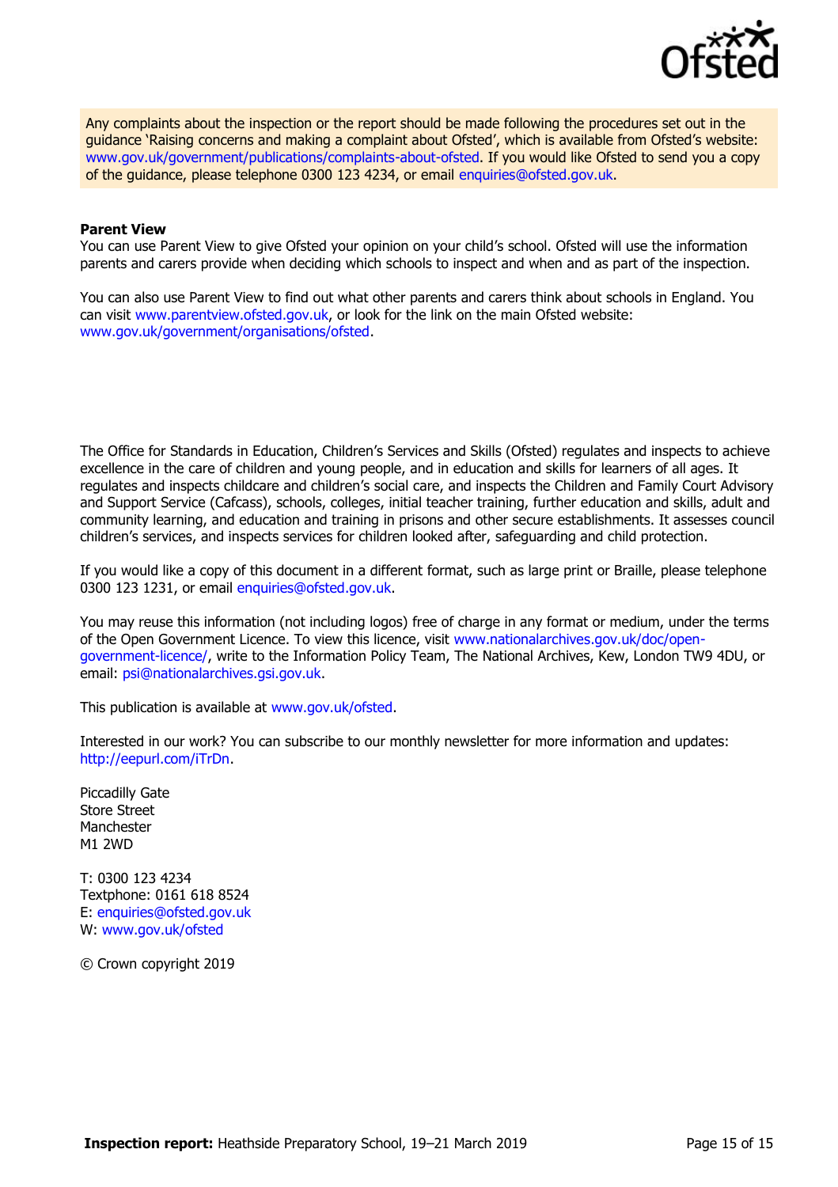Any complaints about the inspection or the report should be made following the procedures set out in the guidance 'Raising concerns and making a complaint about Ofsted', which is available from Ofsted's website: www.gov.uk/government/publications/complaints-about-ofsted. If you would like Ofsted to send you a copy of the guidance, please telephone 0300 123 4234, or email enquiries@ofsted.gov.uk.

**Parent View**

You can use Parent View to give Ofsted your opinion on your child's school. Ofsted will use the information parents and carers provide when deciding which schools to inspect and when and as part of the inspection.

You can also use Parent View to find out what other parents and carers think about schools in England. You can visit www.parentview.ofsted.gov.uk, or look for the link on the main Ofsted website: www.gov.uk/government/organisations/ofsted.

The Office for Standards in Education, Children's Services and Skills (Ofsted) regulates and inspects to achieve excellence in the care of children and young people, and in education and skills for learners of all ages. It regulates and inspects childcare and children's social care, and inspects the Children and Family Court Advisory and Support Service (Cafcass), schools, colleges, initial teacher training, further education and skills, adult and community learning, and education and training in prisons and other secure establishments. It assesses council children's services, and inspects services for children looked after, safeguarding and child protection.

If you would like a copy of this document in a different format, such as large print or Braille, please telephone 0300 123 1231, or email enquiries@ofsted.gov.uk.

You may reuse this information (not including logos) free of charge in any format or medium, under the terms of the Open Government Licence. To view this licence, visit www.nationalarchives.gov.uk/doc/open-government-licence/, write to the Information Policy Team, The National Archives, Kew, London TW9 4DU, or email: psi@nationalarchives.gsi.gov.uk.

This publication is available at www.gov.uk/ofsted.

Interested in our work? You can subscribe to our monthly newsletter for more information and updates: http://eepurl.com/iTrDn.

Piccadilly Gate
Store Street
Manchester
M1 2WD

T: 0300 123 4234
Textphone: 0161 618 8524
E: enquiries@ofsted.gov.uk
W: www.gov.uk/ofsted

© Crown copyright 2019